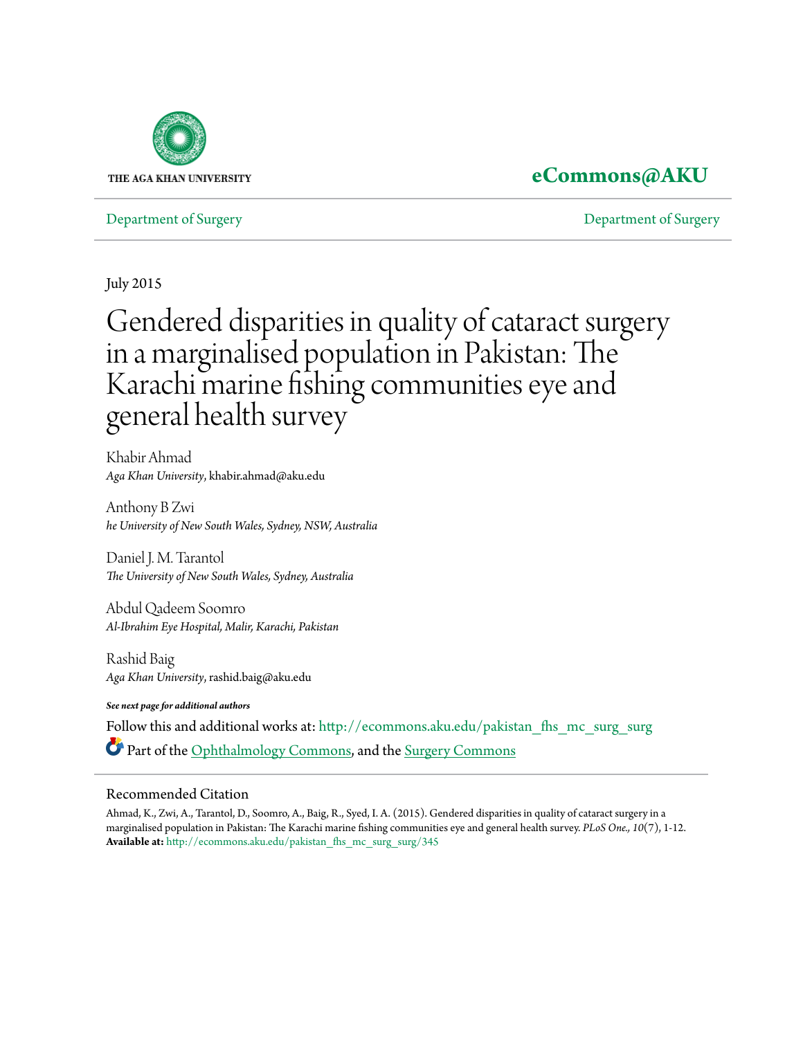THE AGA KHAN UNIVERSITY

**eCommons@AKU**

Department of Surgery | Department of Surgery

July 2015

# Gendered disparities in quality of cataract surgery in a marginalised population in Pakistan: The Karachi marine fishing communities eye and general health survey

Khabir Ahmad
*Aga Khan University*, khabir.ahmad@aku.edu

Anthony B Zwi
*he University of New South Wales, Sydney, NSW, Australia*

Daniel J. M. Tarantol
*The University of New South Wales, Sydney, Australia*

Abdul Qadeem Soomro
*Al-Ibrahim Eye Hospital, Malir, Karachi, Pakistan*

Rashid Baig
*Aga Khan University*, rashid.baig@aku.edu

***See next page for additional authors***

Follow this and additional works at: http://ecommons.aku.edu/pakistan_fhs_mc_surg_surg

Part of the Ophthalmology Commons, and the Surgery Commons

## Recommended Citation

Ahmad, K., Zwi, A., Tarantol, D., Soomro, A., Baig, R., Syed, I. A. (2015). Gendered disparities in quality of cataract surgery in a marginalised population in Pakistan: The Karachi marine fishing communities eye and general health survey. *PLoS One., 10*(7), 1-12.
**Available at:** http://ecommons.aku.edu/pakistan_fhs_mc_surg_surg/345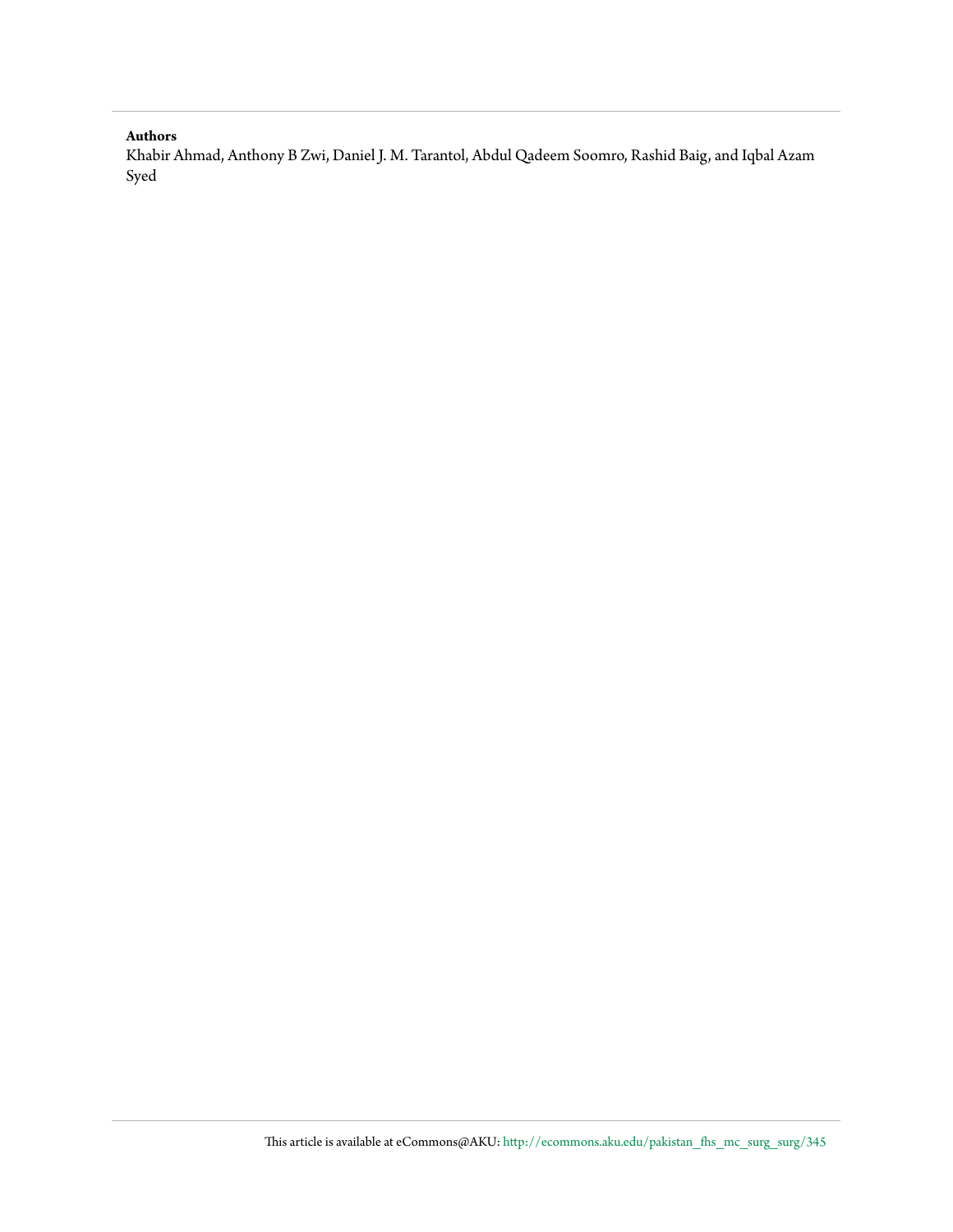**Authors**

Khabir Ahmad, Anthony B Zwi, Daniel J. M. Tarantol, Abdul Qadeem Soomro, Rashid Baig, and Iqbal Azam Syed

This article is available at eCommons@AKU: http://ecommons.aku.edu/pakistan_fhs_mc_surg_surg/345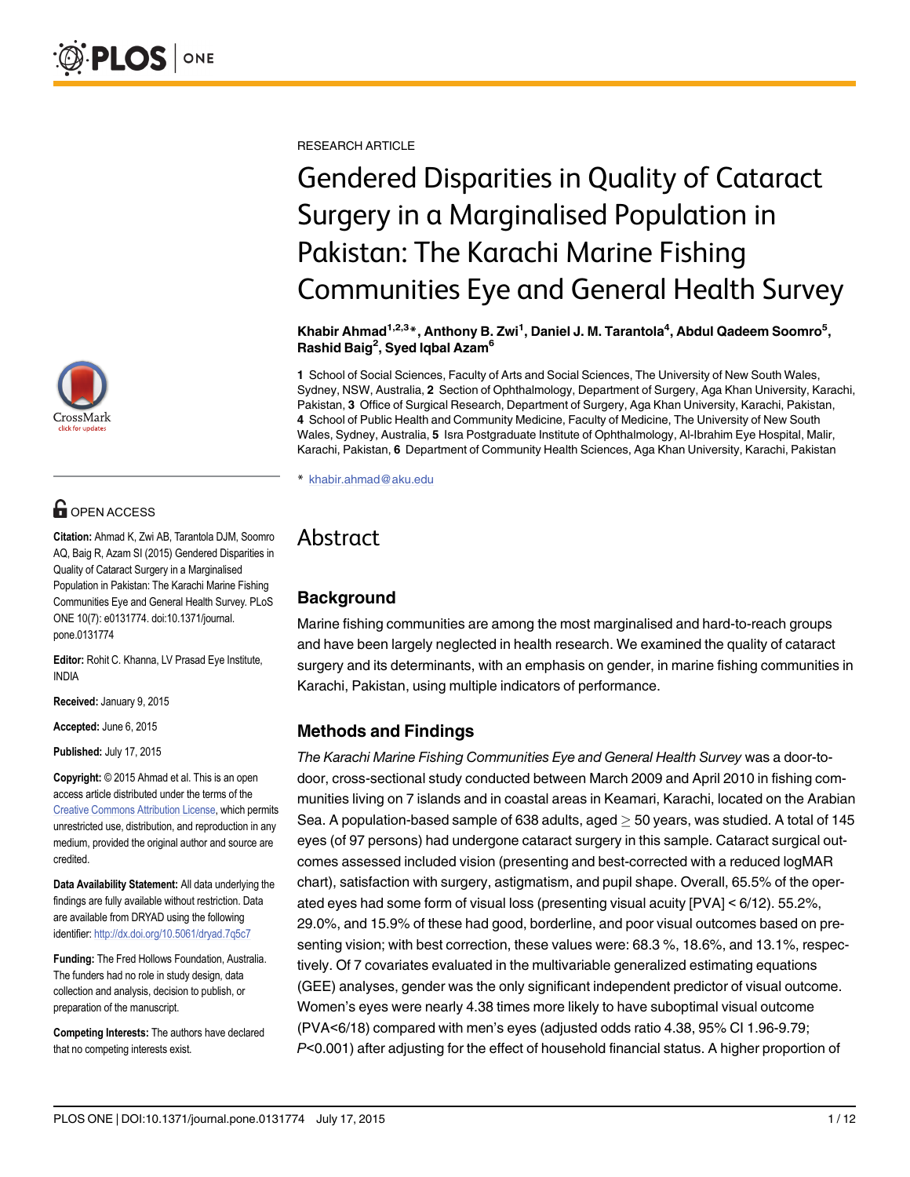RESEARCH ARTICLE

# Gendered Disparities in Quality of Cataract Surgery in a Marginalised Population in Pakistan: The Karachi Marine Fishing Communities Eye and General Health Survey

**Khabir Ahmad[1,2,3]\*, Anthony B. Zwi[1], Daniel J. M. Tarantola[4], Abdul Qadeem Soomro[5], Rashid Baig[2], Syed Iqbal Azam[6]**

**1** School of Social Sciences, Faculty of Arts and Social Sciences, The University of New South Wales, Sydney, NSW, Australia, **2** Section of Ophthalmology, Department of Surgery, Aga Khan University, Karachi, Pakistan, **3** Office of Surgical Research, Department of Surgery, Aga Khan University, Karachi, Pakistan, **4** School of Public Health and Community Medicine, Faculty of Medicine, The University of New South Wales, Sydney, Australia, **5** Isra Postgraduate Institute of Ophthalmology, Al-Ibrahim Eye Hospital, Malir, Karachi, Pakistan, **6** Department of Community Health Sciences, Aga Khan University, Karachi, Pakistan

\* khabir.ahmad@aku.edu

OPEN ACCESS

**Citation:** Ahmad K, Zwi AB, Tarantola DJM, Soomro AQ, Baig R, Azam SI (2015) Gendered Disparities in Quality of Cataract Surgery in a Marginalised Population in Pakistan: The Karachi Marine Fishing Communities Eye and General Health Survey. PLoS ONE 10(7): e0131774. doi:10.1371/journal.pone.0131774

**Editor:** Rohit C. Khanna, LV Prasad Eye Institute, INDIA

**Received:** January 9, 2015

**Accepted:** June 6, 2015

**Published:** July 17, 2015

**Copyright:** © 2015 Ahmad et al. This is an open access article distributed under the terms of the Creative Commons Attribution License, which permits unrestricted use, distribution, and reproduction in any medium, provided the original author and source are credited.

**Data Availability Statement:** All data underlying the findings are fully available without restriction. Data are available from DRYAD using the following identifier: http://dx.doi.org/10.5061/dryad.7q5c7

**Funding:** The Fred Hollows Foundation, Australia. The funders had no role in study design, data collection and analysis, decision to publish, or preparation of the manuscript.

**Competing Interests:** The authors have declared that no competing interests exist.

# Abstract

## Background

Marine fishing communities are among the most marginalised and hard-to-reach groups and have been largely neglected in health research. We examined the quality of cataract surgery and its determinants, with an emphasis on gender, in marine fishing communities in Karachi, Pakistan, using multiple indicators of performance.

## Methods and Findings

*The Karachi Marine Fishing Communities Eye and General Health Survey* was a door-to-door, cross-sectional study conducted between March 2009 and April 2010 in fishing communities living on 7 islands and in coastal areas in Keamari, Karachi, located on the Arabian Sea. A population-based sample of 638 adults, aged $\geq$ 50 years, was studied. A total of 145 eyes (of 97 persons) had undergone cataract surgery in this sample. Cataract surgical outcomes assessed included vision (presenting and best-corrected with a reduced logMAR chart), satisfaction with surgery, astigmatism, and pupil shape. Overall, 65.5% of the operated eyes had some form of visual loss (presenting visual acuity [PVA] < 6/12). 55.2%, 29.0%, and 15.9% of these had good, borderline, and poor visual outcomes based on presenting vision; with best correction, these values were: 68.3 %, 18.6%, and 13.1%, respectively. Of 7 covariates evaluated in the multivariable generalized estimating equations (GEE) analyses, gender was the only significant independent predictor of visual outcome. Women's eyes were nearly 4.38 times more likely to have suboptimal visual outcome (PVA<6/18) compared with men's eyes (adjusted odds ratio 4.38, 95% CI 1.96-9.79; *P*<0.001) after adjusting for the effect of household financial status. A higher proportion of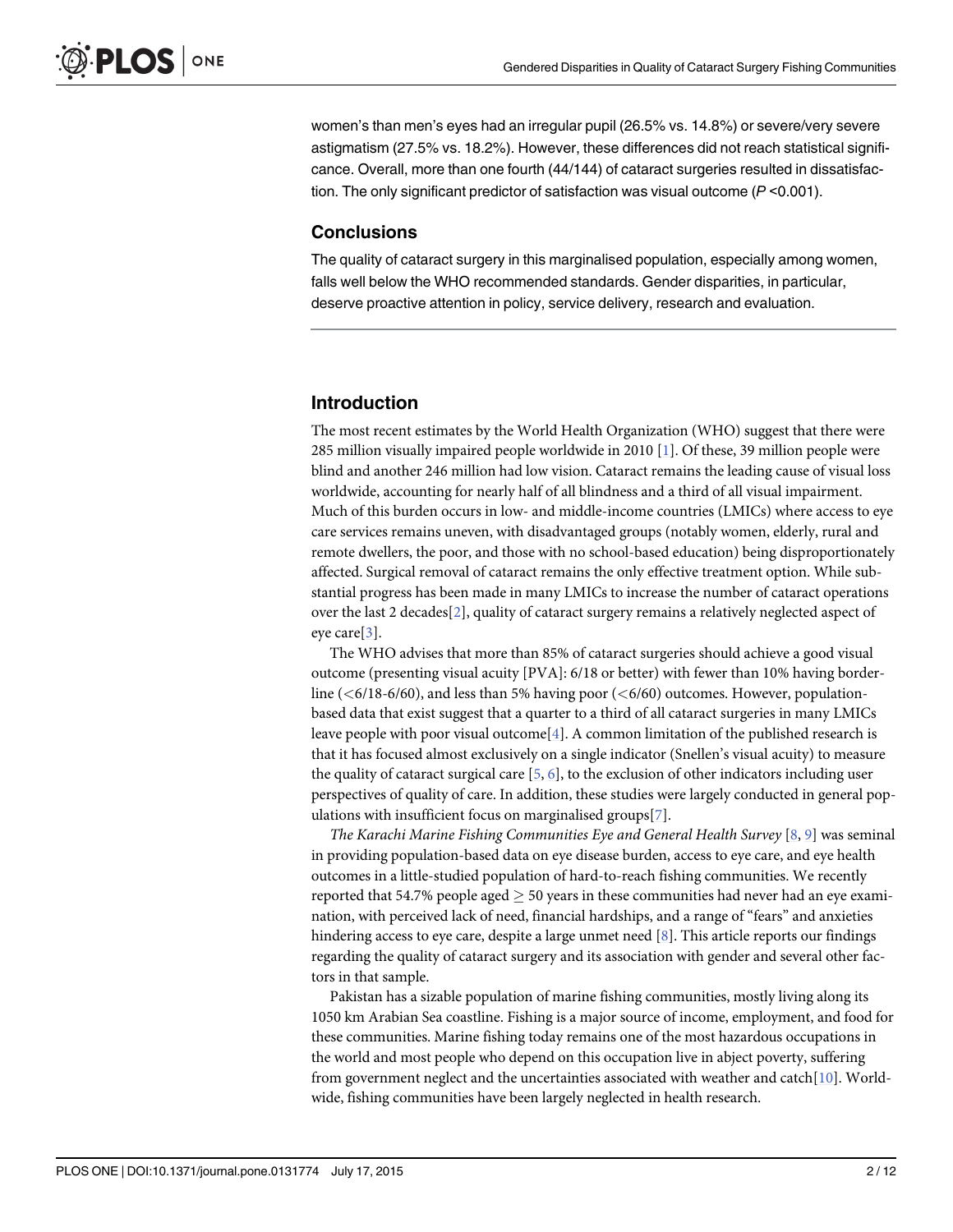women's than men's eyes had an irregular pupil (26.5% vs. 14.8%) or severe/very severe astigmatism (27.5% vs. 18.2%). However, these differences did not reach statistical significance. Overall, more than one fourth (44/144) of cataract surgeries resulted in dissatisfaction. The only significant predictor of satisfaction was visual outcome (*P* <0.001).

### Conclusions

The quality of cataract surgery in this marginalised population, especially among women, falls well below the WHO recommended standards. Gender disparities, in particular, deserve proactive attention in policy, service delivery, research and evaluation.

## Introduction

The most recent estimates by the World Health Organization (WHO) suggest that there were 285 million visually impaired people worldwide in 2010 [1]. Of these, 39 million people were blind and another 246 million had low vision. Cataract remains the leading cause of visual loss worldwide, accounting for nearly half of all blindness and a third of all visual impairment. Much of this burden occurs in low- and middle-income countries (LMICs) where access to eye care services remains uneven, with disadvantaged groups (notably women, elderly, rural and remote dwellers, the poor, and those with no school-based education) being disproportionately affected. Surgical removal of cataract remains the only effective treatment option. While substantial progress has been made in many LMICs to increase the number of cataract operations over the last 2 decades[2], quality of cataract surgery remains a relatively neglected aspect of eye care[3].

The WHO advises that more than 85% of cataract surgeries should achieve a good visual outcome (presenting visual acuity [PVA]: 6/18 or better) with fewer than 10% having borderline (<6/18-6/60), and less than 5% having poor (<6/60) outcomes. However, population-based data that exist suggest that a quarter to a third of all cataract surgeries in many LMICs leave people with poor visual outcome[4]. A common limitation of the published research is that it has focused almost exclusively on a single indicator (Snellen's visual acuity) to measure the quality of cataract surgical care [5, 6], to the exclusion of other indicators including user perspectives of quality of care. In addition, these studies were largely conducted in general populations with insufficient focus on marginalised groups[7].

*The Karachi Marine Fishing Communities Eye and General Health Survey* [8, 9] was seminal in providing population-based data on eye disease burden, access to eye care, and eye health outcomes in a little-studied population of hard-to-reach fishing communities. We recently reported that 54.7% people aged $\geq$ 50 years in these communities had never had an eye examination, with perceived lack of need, financial hardships, and a range of "fears" and anxieties hindering access to eye care, despite a large unmet need [8]. This article reports our findings regarding the quality of cataract surgery and its association with gender and several other factors in that sample.

Pakistan has a sizable population of marine fishing communities, mostly living along its 1050 km Arabian Sea coastline. Fishing is a major source of income, employment, and food for these communities. Marine fishing today remains one of the most hazardous occupations in the world and most people who depend on this occupation live in abject poverty, suffering from government neglect and the uncertainties associated with weather and catch[10]. Worldwide, fishing communities have been largely neglected in health research.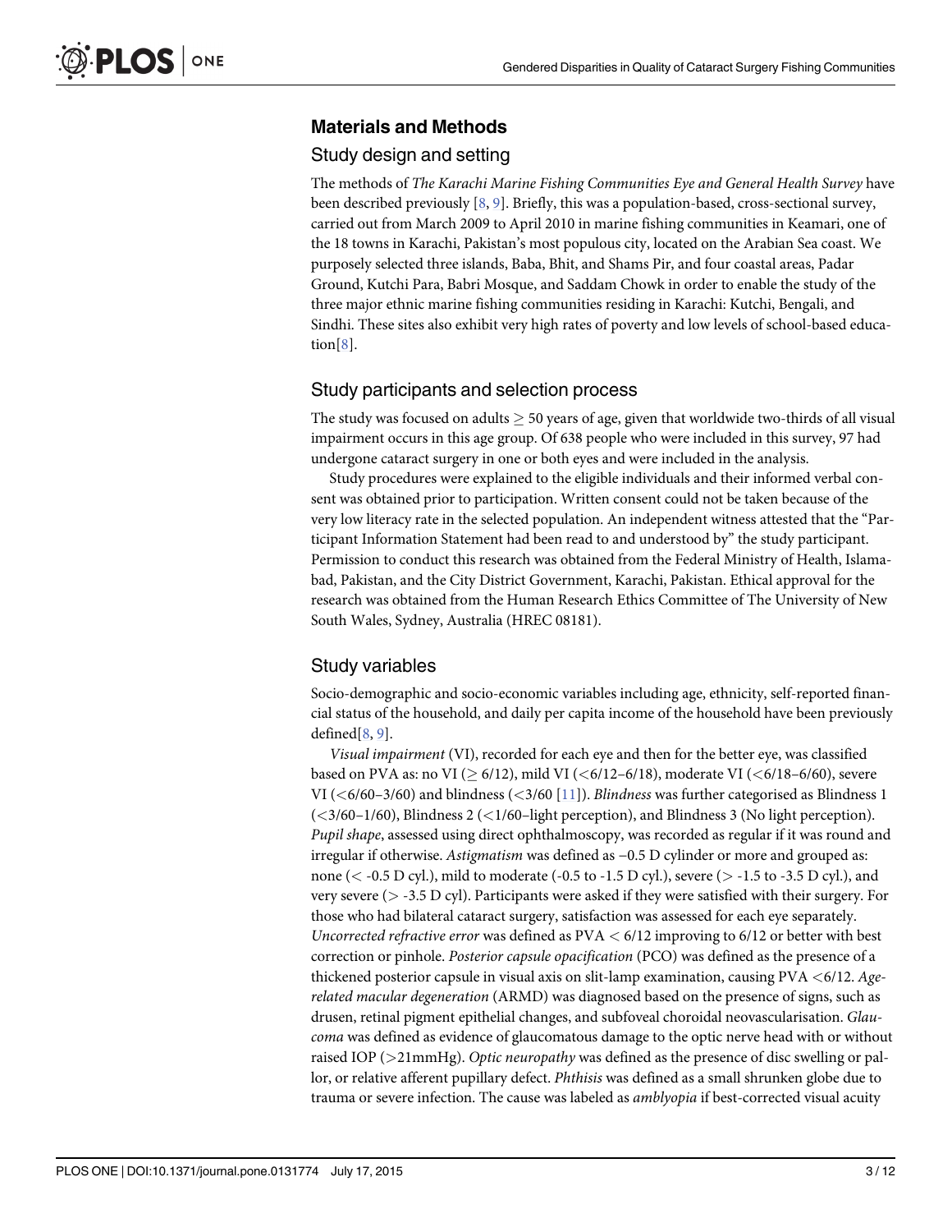## Materials and Methods

### Study design and setting

The methods of *The Karachi Marine Fishing Communities Eye and General Health Survey* have been described previously [8, 9]. Briefly, this was a population-based, cross-sectional survey, carried out from March 2009 to April 2010 in marine fishing communities in Keamari, one of the 18 towns in Karachi, Pakistan's most populous city, located on the Arabian Sea coast. We purposely selected three islands, Baba, Bhit, and Shams Pir, and four coastal areas, Padar Ground, Kutchi Para, Babri Mosque, and Saddam Chowk in order to enable the study of the three major ethnic marine fishing communities residing in Karachi: Kutchi, Bengali, and Sindhi. These sites also exhibit very high rates of poverty and low levels of school-based education[8].

### Study participants and selection process

The study was focused on adults ≥ 50 years of age, given that worldwide two-thirds of all visual impairment occurs in this age group. Of 638 people who were included in this survey, 97 had undergone cataract surgery in one or both eyes and were included in the analysis.

Study procedures were explained to the eligible individuals and their informed verbal consent was obtained prior to participation. Written consent could not be taken because of the very low literacy rate in the selected population. An independent witness attested that the "Participant Information Statement had been read to and understood by" the study participant. Permission to conduct this research was obtained from the Federal Ministry of Health, Islamabad, Pakistan, and the City District Government, Karachi, Pakistan. Ethical approval for the research was obtained from the Human Research Ethics Committee of The University of New South Wales, Sydney, Australia (HREC 08181).

### Study variables

Socio-demographic and socio-economic variables including age, ethnicity, self-reported financial status of the household, and daily per capita income of the household have been previously defined[8, 9].

*Visual impairment* (VI), recorded for each eye and then for the better eye, was classified based on PVA as: no VI (≥ 6/12), mild VI (<6/12–6/18), moderate VI (<6/18–6/60), severe VI (<6/60–3/60) and blindness (<3/60 [11]). *Blindness* was further categorised as Blindness 1 (<3/60–1/60), Blindness 2 (<1/60–light perception), and Blindness 3 (No light perception). *Pupil shape*, assessed using direct ophthalmoscopy, was recorded as regular if it was round and irregular if otherwise. *Astigmatism* was defined as –0.5 D cylinder or more and grouped as: none (< -0.5 D cyl.), mild to moderate (-0.5 to -1.5 D cyl.), severe (> -1.5 to -3.5 D cyl.), and very severe (> -3.5 D cyl). Participants were asked if they were satisfied with their surgery. For those who had bilateral cataract surgery, satisfaction was assessed for each eye separately. *Uncorrected refractive error* was defined as PVA < 6/12 improving to 6/12 or better with best correction or pinhole. *Posterior capsule opacification* (PCO) was defined as the presence of a thickened posterior capsule in visual axis on slit-lamp examination, causing PVA <6/12. *Age-related macular degeneration* (ARMD) was diagnosed based on the presence of signs, such as drusen, retinal pigment epithelial changes, and subfoveal choroidal neovascularisation. *Glaucoma* was defined as evidence of glaucomatous damage to the optic nerve head with or without raised IOP (>21mmHg). *Optic neuropathy* was defined as the presence of disc swelling or pallor, or relative afferent pupillary defect. *Phthisis* was defined as a small shrunken globe due to trauma or severe infection. The cause was labeled as *amblyopia* if best-corrected visual acuity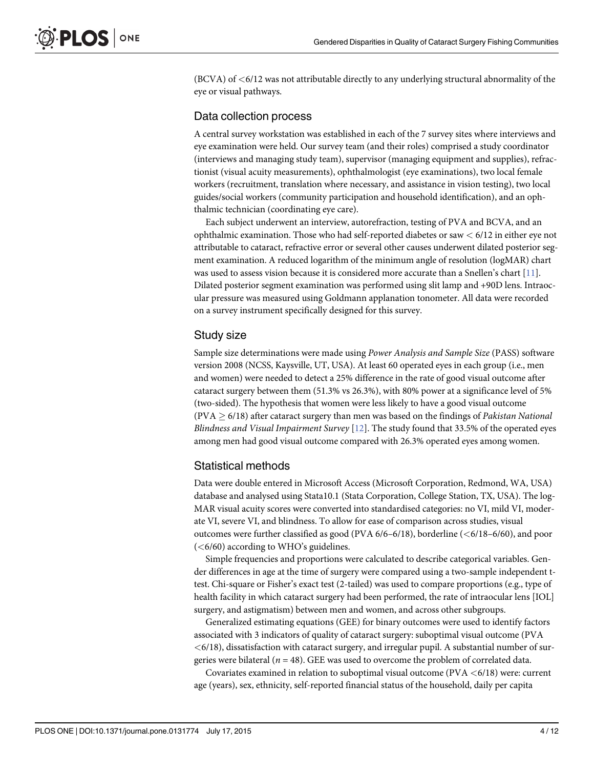(BCVA) of <6/12 was not attributable directly to any underlying structural abnormality of the eye or visual pathways.

## Data collection process

A central survey workstation was established in each of the 7 survey sites where interviews and eye examination were held. Our survey team (and their roles) comprised a study coordinator (interviews and managing study team), supervisor (managing equipment and supplies), refractionist (visual acuity measurements), ophthalmologist (eye examinations), two local female workers (recruitment, translation where necessary, and assistance in vision testing), two local guides/social workers (community participation and household identification), and an ophthalmic technician (coordinating eye care).

Each subject underwent an interview, autorefraction, testing of PVA and BCVA, and an ophthalmic examination. Those who had self-reported diabetes or saw < 6/12 in either eye not attributable to cataract, refractive error or several other causes underwent dilated posterior segment examination. A reduced logarithm of the minimum angle of resolution (logMAR) chart was used to assess vision because it is considered more accurate than a Snellen's chart [11]. Dilated posterior segment examination was performed using slit lamp and +90D lens. Intraocular pressure was measured using Goldmann applanation tonometer. All data were recorded on a survey instrument specifically designed for this survey.

## Study size

Sample size determinations were made using *Power Analysis and Sample Size* (PASS) software version 2008 (NCSS, Kaysville, UT, USA). At least 60 operated eyes in each group (i.e., men and women) were needed to detect a 25% difference in the rate of good visual outcome after cataract surgery between them (51.3% vs 26.3%), with 80% power at a significance level of 5% (two-sided). The hypothesis that women were less likely to have a good visual outcome (PVA $\geq$ 6/18) after cataract surgery than men was based on the findings of *Pakistan National Blindness and Visual Impairment Survey* [12]. The study found that 33.5% of the operated eyes among men had good visual outcome compared with 26.3% operated eyes among women.

## Statistical methods

Data were double entered in Microsoft Access (Microsoft Corporation, Redmond, WA, USA) database and analysed using Stata10.1 (Stata Corporation, College Station, TX, USA). The logMAR visual acuity scores were converted into standardised categories: no VI, mild VI, moderate VI, severe VI, and blindness. To allow for ease of comparison across studies, visual outcomes were further classified as good (PVA 6/6–6/18), borderline (<6/18–6/60), and poor (<6/60) according to WHO's guidelines.

Simple frequencies and proportions were calculated to describe categorical variables. Gender differences in age at the time of surgery were compared using a two-sample independent t-test. Chi-square or Fisher's exact test (2-tailed) was used to compare proportions (e.g., type of health facility in which cataract surgery had been performed, the rate of intraocular lens [IOL] surgery, and astigmatism) between men and women, and across other subgroups.

Generalized estimating equations (GEE) for binary outcomes were used to identify factors associated with 3 indicators of quality of cataract surgery: suboptimal visual outcome (PVA <6/18), dissatisfaction with cataract surgery, and irregular pupil. A substantial number of surgeries were bilateral ($n$ = 48). GEE was used to overcome the problem of correlated data.

Covariates examined in relation to suboptimal visual outcome (PVA <6/18) were: current age (years), sex, ethnicity, self-reported financial status of the household, daily per capita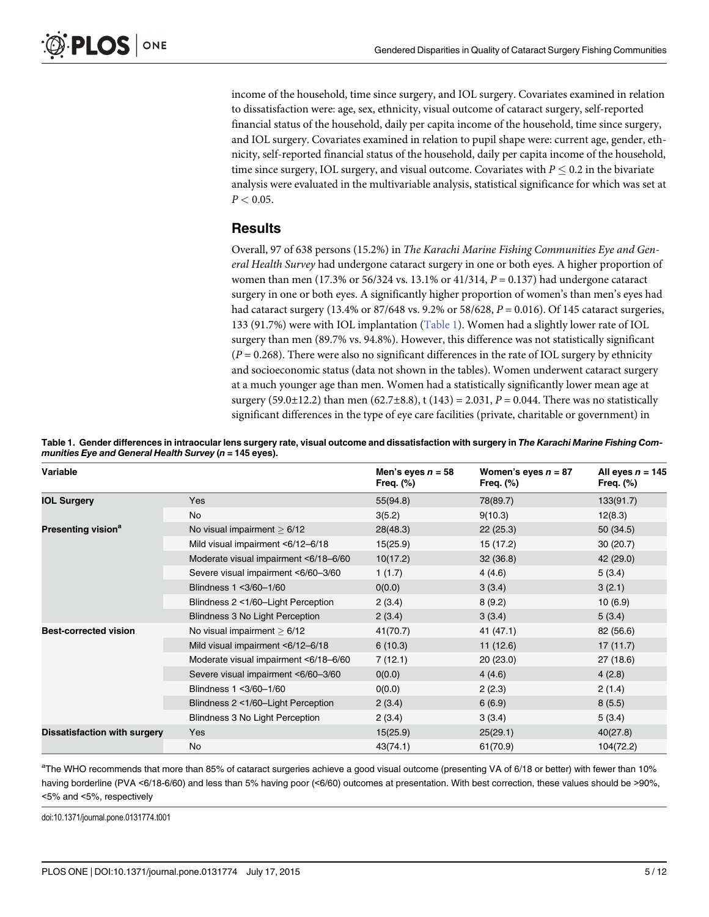income of the household, time since surgery, and IOL surgery. Covariates examined in relation to dissatisfaction were: age, sex, ethnicity, visual outcome of cataract surgery, self-reported financial status of the household, daily per capita income of the household, time since surgery, and IOL surgery. Covariates examined in relation to pupil shape were: current age, gender, ethnicity, self-reported financial status of the household, daily per capita income of the household, time since surgery, IOL surgery, and visual outcome. Covariates with $P \leq 0.2$ in the bivariate analysis were evaluated in the multivariable analysis, statistical significance for which was set at $P < 0.05$.

## Results

Overall, 97 of 638 persons (15.2%) in *The Karachi Marine Fishing Communities Eye and General Health Survey* had undergone cataract surgery in one or both eyes. A higher proportion of women than men (17.3% or 56/324 vs. 13.1% or 41/314, $P = 0.137$) had undergone cataract surgery in one or both eyes. A significantly higher proportion of women's than men's eyes had had cataract surgery (13.4% or 87/648 vs. 9.2% or 58/628, $P = 0.016$). Of 145 cataract surgeries, 133 (91.7%) were with IOL implantation (Table 1). Women had a slightly lower rate of IOL surgery than men (89.7% vs. 94.8%). However, this difference was not statistically significant ($P = 0.268$). There were also no significant differences in the rate of IOL surgery by ethnicity and socioeconomic status (data not shown in the tables). Women underwent cataract surgery at a much younger age than men. Women had a statistically significantly lower mean age at surgery (59.0±12.2) than men (62.7±8.8), t (143) = 2.031, $P = 0.044$. There was no statistically significant differences in the type of eye care facilities (private, charitable or government) in

**Table 1. Gender differences in intraocular lens surgery rate, visual outcome and dissatisfaction with surgery in *The Karachi Marine Fishing Communities Eye and General Health Survey* (*n* = 145 eyes).**

| Variable | | Men's eyes *n* = 58 Freq. (%) | Women's eyes *n* = 87 Freq. (%) | All eyes *n* = 145 Freq. (%) |
|---|---|---|---|---|
| **IOL Surgery** | Yes | 55(94.8) | 78(89.7) | 133(91.7) |
| | No | 3(5.2) | 9(10.3) | 12(8.3) |
| **Presenting vision**[a] | No visual impairment ≥ 6/12 | 28(48.3) | 22 (25.3) | 50 (34.5) |
| | Mild visual impairment <6/12–6/18 | 15(25.9) | 15 (17.2) | 30 (20.7) |
| | Moderate visual impairment <6/18–6/60 | 10(17.2) | 32 (36.8) | 42 (29.0) |
| | Severe visual impairment <6/60–3/60 | 1 (1.7) | 4 (4.6) | 5 (3.4) |
| | Blindness 1 <3/60–1/60 | 0(0.0) | 3 (3.4) | 3 (2.1) |
| | Blindness 2 <1/60–Light Perception | 2 (3.4) | 8 (9.2) | 10 (6.9) |
| | Blindness 3 No Light Perception | 2 (3.4) | 3 (3.4) | 5 (3.4) |
| **Best-corrected vision** | No visual impairment ≥ 6/12 | 41(70.7) | 41 (47.1) | 82 (56.6) |
| | Mild visual impairment <6/12–6/18 | 6 (10.3) | 11 (12.6) | 17 (11.7) |
| | Moderate visual impairment <6/18–6/60 | 7 (12.1) | 20 (23.0) | 27 (18.6) |
| | Severe visual impairment <6/60–3/60 | 0(0.0) | 4 (4.6) | 4 (2.8) |
| | Blindness 1 <3/60–1/60 | 0(0.0) | 2 (2.3) | 2 (1.4) |
| | Blindness 2 <1/60–Light Perception | 2 (3.4) | 6 (6.9) | 8 (5.5) |
| | Blindness 3 No Light Perception | 2 (3.4) | 3 (3.4) | 5 (3.4) |
| **Dissatisfaction with surgery** | Yes | 15(25.9) | 25(29.1) | 40(27.8) |
| | No | 43(74.1) | 61(70.9) | 104(72.2) |

[a]The WHO recommends that more than 85% of cataract surgeries achieve a good visual outcome (presenting VA of 6/18 or better) with fewer than 10% having borderline (PVA <6/18-6/60) and less than 5% having poor (<6/60) outcomes at presentation. With best correction, these values should be >90%, <5% and <5%, respectively

doi:10.1371/journal.pone.0131774.t001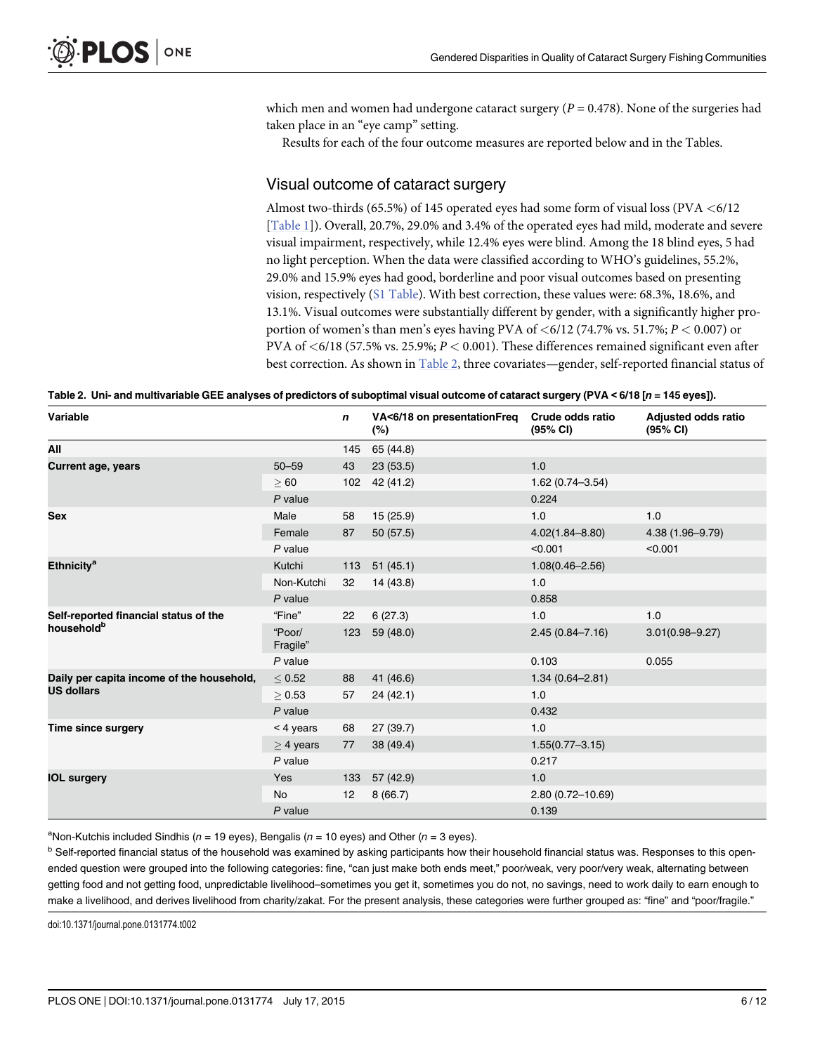which men and women had undergone cataract surgery ($P = 0.478$). None of the surgeries had taken place in an "eye camp" setting.

Results for each of the four outcome measures are reported below and in the Tables.

## Visual outcome of cataract surgery

Almost two-thirds (65.5%) of 145 operated eyes had some form of visual loss (PVA <6/12 [Table 1]). Overall, 20.7%, 29.0% and 3.4% of the operated eyes had mild, moderate and severe visual impairment, respectively, while 12.4% eyes were blind. Among the 18 blind eyes, 5 had no light perception. When the data were classified according to WHO's guidelines, 55.2%, 29.0% and 15.9% eyes had good, borderline and poor visual outcomes based on presenting vision, respectively (S1 Table). With best correction, these values were: 68.3%, 18.6%, and 13.1%. Visual outcomes were substantially different by gender, with a significantly higher proportion of women's than men's eyes having PVA of <6/12 (74.7% vs. 51.7%; $P < 0.007$) or PVA of <6/18 (57.5% vs. 25.9%; $P < 0.001$). These differences remained significant even after best correction. As shown in Table 2, three covariates—gender, self-reported financial status of

**Table 2. Uni- and multivariable GEE analyses of predictors of suboptimal visual outcome of cataract surgery (PVA < 6/18 [*n* = 145 eyes]).**

| Variable | | *n* | VA<6/18 on presentationFreq (%) | Crude odds ratio (95% CI) | Adjusted odds ratio (95% CI) |
|---|---|---|---|---|---|
| **All** | | 145 | 65 (44.8) | | |
| **Current age, years** | 50–59 | 43 | 23 (53.5) | 1.0 | |
| | ≥ 60 | 102 | 42 (41.2) | 1.62 (0.74–3.54) | |
| | *P* value | | | 0.224 | |
| **Sex** | Male | 58 | 15 (25.9) | 1.0 | 1.0 |
| | Female | 87 | 50 (57.5) | 4.02(1.84–8.80) | 4.38 (1.96–9.79) |
| | *P* value | | | <0.001 | <0.001 |
| **Ethnicity**[a] | Kutchi | 113 | 51 (45.1) | 1.08(0.46–2.56) | |
| | Non-Kutchi | 32 | 14 (43.8) | 1.0 | |
| | *P* value | | | 0.858 | |
| **Self-reported financial status of the household**[b] | "Fine" | 22 | 6 (27.3) | 1.0 | 1.0 |
| | "Poor/ Fragile" | 123 | 59 (48.0) | 2.45 (0.84–7.16) | 3.01(0.98–9.27) |
| | *P* value | | | 0.103 | 0.055 |
| **Daily per capita income of the household, US dollars** | ≤ 0.52 | 88 | 41 (46.6) | 1.34 (0.64–2.81) | |
| | ≥ 0.53 | 57 | 24 (42.1) | 1.0 | |
| | *P* value | | | 0.432 | |
| **Time since surgery** | < 4 years | 68 | 27 (39.7) | 1.0 | |
| | ≥ 4 years | 77 | 38 (49.4) | 1.55(0.77–3.15) | |
| | *P* value | | | 0.217 | |
| **IOL surgery** | Yes | 133 | 57 (42.9) | 1.0 | |
| | No | 12 | 8 (66.7) | 2.80 (0.72–10.69) | |
| | *P* value | | | 0.139 | |

[a]Non-Kutchis included Sindhis (*n* = 19 eyes), Bengalis (*n* = 10 eyes) and Other (*n* = 3 eyes).

[b] Self-reported financial status of the household was examined by asking participants how their household financial status was. Responses to this open-ended question were grouped into the following categories: fine, "can just make both ends meet," poor/weak, very poor/very weak, alternating between getting food and not getting food, unpredictable livelihood–sometimes you get it, sometimes you do not, no savings, need to work daily to earn enough to make a livelihood, and derives livelihood from charity/zakat. For the present analysis, these categories were further grouped as: "fine" and "poor/fragile."

doi:10.1371/journal.pone.0131774.t002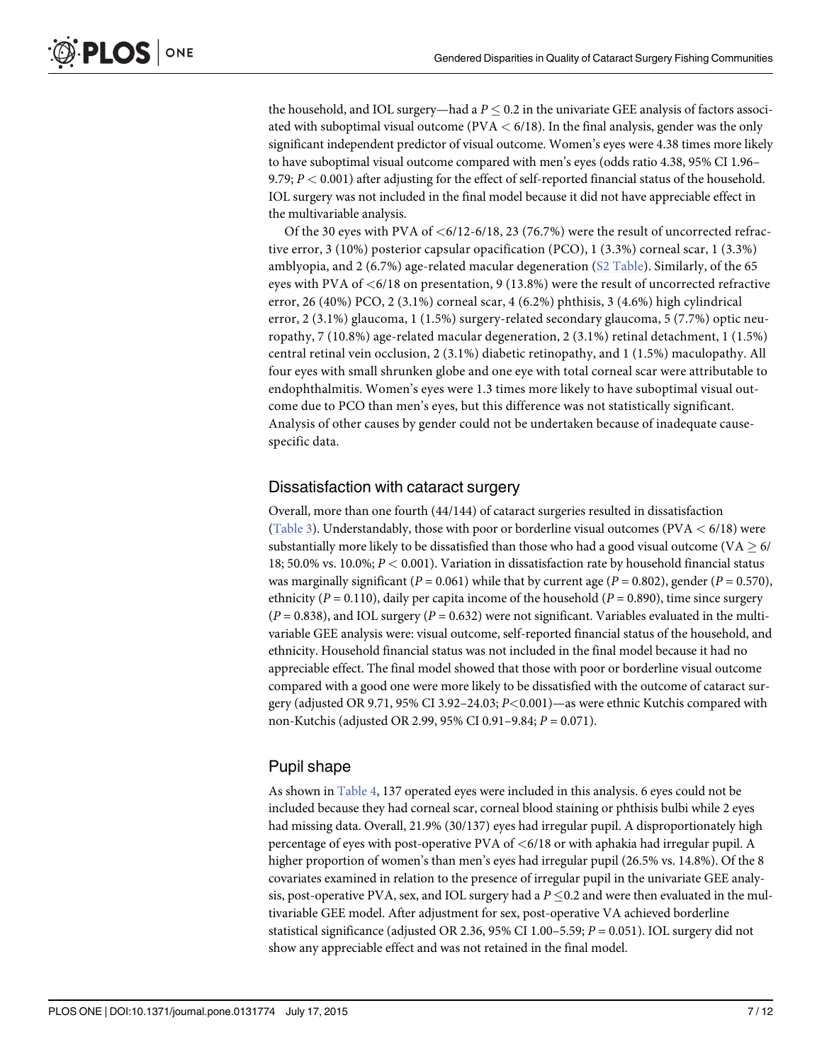the household, and IOL surgery—had a $P \leq 0.2$ in the univariate GEE analysis of factors associated with suboptimal visual outcome (PVA < 6/18). In the final analysis, gender was the only significant independent predictor of visual outcome. Women's eyes were 4.38 times more likely to have suboptimal visual outcome compared with men's eyes (odds ratio 4.38, 95% CI 1.96–9.79; $P < 0.001$) after adjusting for the effect of self-reported financial status of the household. IOL surgery was not included in the final model because it did not have appreciable effect in the multivariable analysis.

Of the 30 eyes with PVA of <6/12-6/18, 23 (76.7%) were the result of uncorrected refractive error, 3 (10%) posterior capsular opacification (PCO), 1 (3.3%) corneal scar, 1 (3.3%) amblyopia, and 2 (6.7%) age-related macular degeneration (S2 Table). Similarly, of the 65 eyes with PVA of <6/18 on presentation, 9 (13.8%) were the result of uncorrected refractive error, 26 (40%) PCO, 2 (3.1%) corneal scar, 4 (6.2%) phthisis, 3 (4.6%) high cylindrical error, 2 (3.1%) glaucoma, 1 (1.5%) surgery-related secondary glaucoma, 5 (7.7%) optic neuropathy, 7 (10.8%) age-related macular degeneration, 2 (3.1%) retinal detachment, 1 (1.5%) central retinal vein occlusion, 2 (3.1%) diabetic retinopathy, and 1 (1.5%) maculopathy. All four eyes with small shrunken globe and one eye with total corneal scar were attributable to endophthalmitis. Women's eyes were 1.3 times more likely to have suboptimal visual outcome due to PCO than men's eyes, but this difference was not statistically significant. Analysis of other causes by gender could not be undertaken because of inadequate cause-specific data.

## Dissatisfaction with cataract surgery

Overall, more than one fourth (44/144) of cataract surgeries resulted in dissatisfaction (Table 3). Understandably, those with poor or borderline visual outcomes (PVA < 6/18) were substantially more likely to be dissatisfied than those who had a good visual outcome (VA $\geq$ 6/18; 50.0% vs. 10.0%; $P < 0.001$). Variation in dissatisfaction rate by household financial status was marginally significant ($P = 0.061$) while that by current age ($P = 0.802$), gender ($P = 0.570$), ethnicity ($P = 0.110$), daily per capita income of the household ($P = 0.890$), time since surgery ($P = 0.838$), and IOL surgery ($P = 0.632$) were not significant. Variables evaluated in the multivariable GEE analysis were: visual outcome, self-reported financial status of the household, and ethnicity. Household financial status was not included in the final model because it had no appreciable effect. The final model showed that those with poor or borderline visual outcome compared with a good one were more likely to be dissatisfied with the outcome of cataract surgery (adjusted OR 9.71, 95% CI 3.92–24.03; $P<0.001$)—as were ethnic Kutchis compared with non-Kutchis (adjusted OR 2.99, 95% CI 0.91–9.84; $P = 0.071$).

## Pupil shape

As shown in Table 4, 137 operated eyes were included in this analysis. 6 eyes could not be included because they had corneal scar, corneal blood staining or phthisis bulbi while 2 eyes had missing data. Overall, 21.9% (30/137) eyes had irregular pupil. A disproportionately high percentage of eyes with post-operative PVA of <6/18 or with aphakia had irregular pupil. A higher proportion of women's than men's eyes had irregular pupil (26.5% vs. 14.8%). Of the 8 covariates examined in relation to the presence of irregular pupil in the univariate GEE analysis, post-operative PVA, sex, and IOL surgery had a $P \leq 0.2$ and were then evaluated in the multivariable GEE model. After adjustment for sex, post-operative VA achieved borderline statistical significance (adjusted OR 2.36, 95% CI 1.00–5.59; $P = 0.051$). IOL surgery did not show any appreciable effect and was not retained in the final model.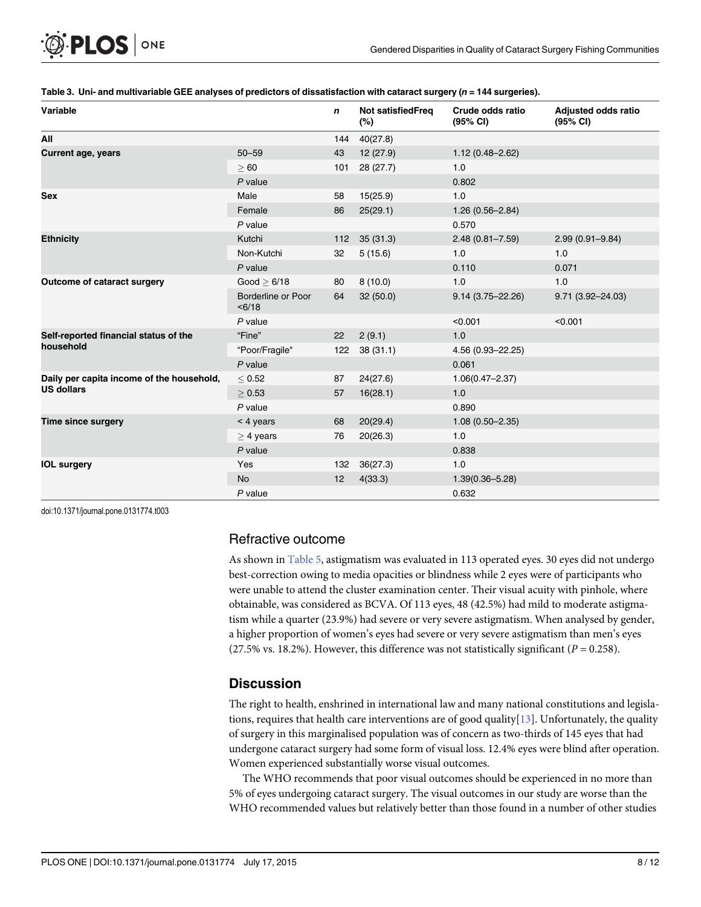**Table 3. Uni- and multivariable GEE analyses of predictors of dissatisfaction with cataract surgery (*n* = 144 surgeries).**

| Variable | | n | Not satisfiedFreq (%) | Crude odds ratio (95% CI) | Adjusted odds ratio (95% CI) |
|---|---|---|---|---|---|
| **All** | | 144 | 40(27.8) | | |
| **Current age, years** | 50–59 | 43 | 12 (27.9) | 1.12 (0.48–2.62) | |
| | ≥ 60 | 101 | 28 (27.7) | 1.0 | |
| | *P* value | | | 0.802 | |
| **Sex** | Male | 58 | 15(25.9) | 1.0 | |
| | Female | 86 | 25(29.1) | 1.26 (0.56–2.84) | |
| | *P* value | | | 0.570 | |
| **Ethnicity** | Kutchi | 112 | 35 (31.3) | 2.48 (0.81–7.59) | 2.99 (0.91–9.84) |
| | Non-Kutchi | 32 | 5 (15.6) | 1.0 | 1.0 |
| | *P* value | | | 0.110 | 0.071 |
| **Outcome of cataract surgery** | Good ≥ 6/18 | 80 | 8 (10.0) | 1.0 | 1.0 |
| | Borderline or Poor <6/18 | 64 | 32 (50.0) | 9.14 (3.75–22.26) | 9.71 (3.92–24.03) |
| | *P* value | | | <0.001 | <0.001 |
| **Self-reported financial status of the household** | "Fine" | 22 | 2 (9.1) | 1.0 | |
| | "Poor/Fragile" | 122 | 38 (31.1) | 4.56 (0.93–22.25) | |
| | *P* value | | | 0.061 | |
| **Daily per capita income of the household, US dollars** | ≤ 0.52 | 87 | 24(27.6) | 1.06(0.47–2.37) | |
| | ≥ 0.53 | 57 | 16(28.1) | 1.0 | |
| | *P* value | | | 0.890 | |
| **Time since surgery** | < 4 years | 68 | 20(29.4) | 1.08 (0.50–2.35) | |
| | ≥ 4 years | 76 | 20(26.3) | 1.0 | |
| | *P* value | | | 0.838 | |
| **IOL surgery** | Yes | 132 | 36(27.3) | 1.0 | |
| | No | 12 | 4(33.3) | 1.39(0.36–5.28) | |
| | *P* value | | | 0.632 | |

doi:10.1371/journal.pone.0131774.t003

## Refractive outcome

As shown in Table 5, astigmatism was evaluated in 113 operated eyes. 30 eyes did not undergo best-correction owing to media opacities or blindness while 2 eyes were of participants who were unable to attend the cluster examination center. Their visual acuity with pinhole, where obtainable, was considered as BCVA. Of 113 eyes, 48 (42.5%) had mild to moderate astigmatism while a quarter (23.9%) had severe or very severe astigmatism. When analysed by gender, a higher proportion of women's eyes had severe or very severe astigmatism than men's eyes (27.5% vs. 18.2%). However, this difference was not statistically significant ($P = 0.258$).

## Discussion

The right to health, enshrined in international law and many national constitutions and legislations, requires that health care interventions are of good quality[13]. Unfortunately, the quality of surgery in this marginalised population was of concern as two-thirds of 145 eyes that had undergone cataract surgery had some form of visual loss. 12.4% eyes were blind after operation. Women experienced substantially worse visual outcomes.

The WHO recommends that poor visual outcomes should be experienced in no more than 5% of eyes undergoing cataract surgery. The visual outcomes in our study are worse than the WHO recommended values but relatively better than those found in a number of other studies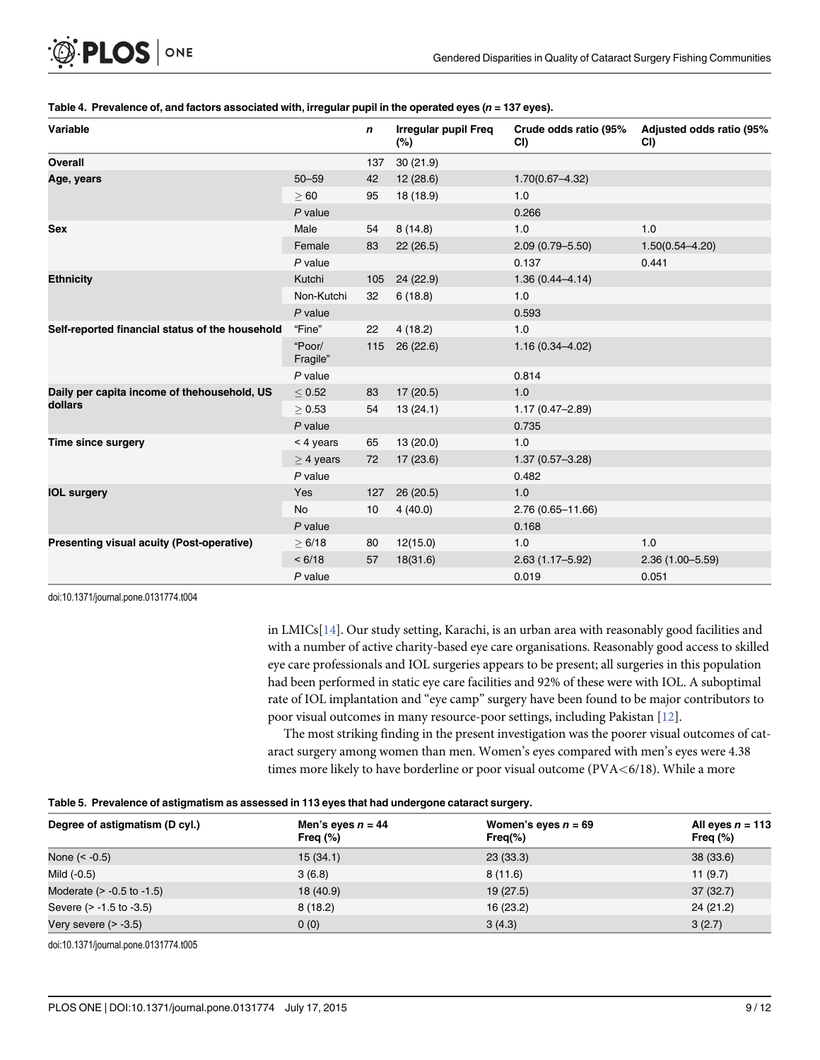**Table 4. Prevalence of, and factors associated with, irregular pupil in the operated eyes ($n$ = 137 eyes).**

| Variable | | $n$ | Irregular pupil Freq (%) | Crude odds ratio (95% CI) | Adjusted odds ratio (95% CI) |
|---|---|---|---|---|---|
| **Overall** | | 137 | 30 (21.9) | | |
| **Age, years** | 50–59 | 42 | 12 (28.6) | 1.70(0.67–4.32) | |
| | ≥ 60 | 95 | 18 (18.9) | 1.0 | |
| | $P$ value | | | 0.266 | |
| **Sex** | Male | 54 | 8 (14.8) | 1.0 | 1.0 |
| | Female | 83 | 22 (26.5) | 2.09 (0.79–5.50) | 1.50(0.54–4.20) |
| | $P$ value | | | 0.137 | 0.441 |
| **Ethnicity** | Kutchi | 105 | 24 (22.9) | 1.36 (0.44–4.14) | |
| | Non-Kutchi | 32 | 6 (18.8) | 1.0 | |
| | $P$ value | | | 0.593 | |
| **Self-reported financial status of the household** | "Fine" | 22 | 4 (18.2) | 1.0 | |
| | "Poor/ Fragile" | 115 | 26 (22.6) | 1.16 (0.34–4.02) | |
| | $P$ value | | | 0.814 | |
| **Daily per capita income of thehousehold, US dollars** | ≤ 0.52 | 83 | 17 (20.5) | 1.0 | |
| | ≥ 0.53 | 54 | 13 (24.1) | 1.17 (0.47–2.89) | |
| | $P$ value | | | 0.735 | |
| **Time since surgery** | < 4 years | 65 | 13 (20.0) | 1.0 | |
| | ≥ 4 years | 72 | 17 (23.6) | 1.37 (0.57–3.28) | |
| | $P$ value | | | 0.482 | |
| **IOL surgery** | Yes | 127 | 26 (20.5) | 1.0 | |
| | No | 10 | 4 (40.0) | 2.76 (0.65–11.66) | |
| | $P$ value | | | 0.168 | |
| **Presenting visual acuity (Post-operative)** | ≥ 6/18 | 80 | 12(15.0) | 1.0 | 1.0 |
| | < 6/18 | 57 | 18(31.6) | 2.63 (1.17–5.92) | 2.36 (1.00–5.59) |
| | $P$ value | | | 0.019 | 0.051 |

doi:10.1371/journal.pone.0131774.t004

in LMICs[14]. Our study setting, Karachi, is an urban area with reasonably good facilities and with a number of active charity-based eye care organisations. Reasonably good access to skilled eye care professionals and IOL surgeries appears to be present; all surgeries in this population had been performed in static eye care facilities and 92% of these were with IOL. A suboptimal rate of IOL implantation and "eye camp" surgery have been found to be major contributors to poor visual outcomes in many resource-poor settings, including Pakistan [12].

The most striking finding in the present investigation was the poorer visual outcomes of cataract surgery among women than men. Women's eyes compared with men's eyes were 4.38 times more likely to have borderline or poor visual outcome (PVA<6/18). While a more

**Table 5. Prevalence of astigmatism as assessed in 113 eyes that had undergone cataract surgery.**

| Degree of astigmatism (D cyl.) | Men's eyes $n$ = 44 Freq (%) | Women's eyes $n$ = 69 Freq(%) | All eyes $n$ = 113 Freq (%) |
|---|---|---|---|
| None (< -0.5) | 15 (34.1) | 23 (33.3) | 38 (33.6) |
| Mild (-0.5) | 3 (6.8) | 8 (11.6) | 11 (9.7) |
| Moderate (> -0.5 to -1.5) | 18 (40.9) | 19 (27.5) | 37 (32.7) |
| Severe (> -1.5 to -3.5) | 8 (18.2) | 16 (23.2) | 24 (21.2) |
| Very severe (> -3.5) | 0 (0) | 3 (4.3) | 3 (2.7) |

doi:10.1371/journal.pone.0131774.t005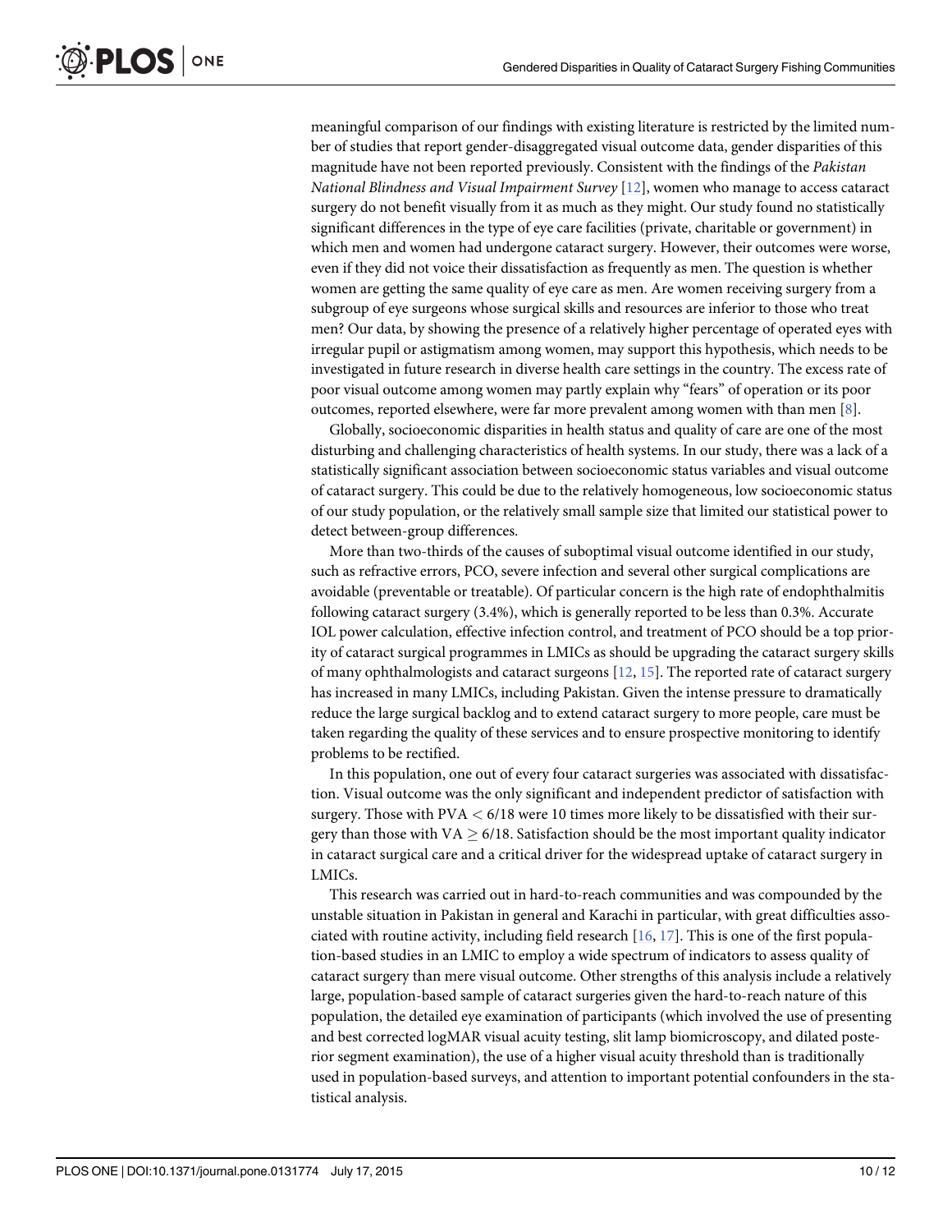meaningful comparison of our findings with existing literature is restricted by the limited number of studies that report gender-disaggregated visual outcome data, gender disparities of this magnitude have not been reported previously. Consistent with the findings of the *Pakistan National Blindness and Visual Impairment Survey* [12], women who manage to access cataract surgery do not benefit visually from it as much as they might. Our study found no statistically significant differences in the type of eye care facilities (private, charitable or government) in which men and women had undergone cataract surgery. However, their outcomes were worse, even if they did not voice their dissatisfaction as frequently as men. The question is whether women are getting the same quality of eye care as men. Are women receiving surgery from a subgroup of eye surgeons whose surgical skills and resources are inferior to those who treat men? Our data, by showing the presence of a relatively higher percentage of operated eyes with irregular pupil or astigmatism among women, may support this hypothesis, which needs to be investigated in future research in diverse health care settings in the country. The excess rate of poor visual outcome among women may partly explain why "fears" of operation or its poor outcomes, reported elsewhere, were far more prevalent among women with than men [8].

Globally, socioeconomic disparities in health status and quality of care are one of the most disturbing and challenging characteristics of health systems. In our study, there was a lack of a statistically significant association between socioeconomic status variables and visual outcome of cataract surgery. This could be due to the relatively homogeneous, low socioeconomic status of our study population, or the relatively small sample size that limited our statistical power to detect between-group differences.

More than two-thirds of the causes of suboptimal visual outcome identified in our study, such as refractive errors, PCO, severe infection and several other surgical complications are avoidable (preventable or treatable). Of particular concern is the high rate of endophthalmitis following cataract surgery (3.4%), which is generally reported to be less than 0.3%. Accurate IOL power calculation, effective infection control, and treatment of PCO should be a top priority of cataract surgical programmes in LMICs as should be upgrading the cataract surgery skills of many ophthalmologists and cataract surgeons [12, 15]. The reported rate of cataract surgery has increased in many LMICs, including Pakistan. Given the intense pressure to dramatically reduce the large surgical backlog and to extend cataract surgery to more people, care must be taken regarding the quality of these services and to ensure prospective monitoring to identify problems to be rectified.

In this population, one out of every four cataract surgeries was associated with dissatisfaction. Visual outcome was the only significant and independent predictor of satisfaction with surgery. Those with PVA $< 6/18$ were 10 times more likely to be dissatisfied with their surgery than those with VA $\geq 6/18$. Satisfaction should be the most important quality indicator in cataract surgical care and a critical driver for the widespread uptake of cataract surgery in LMICs.

This research was carried out in hard-to-reach communities and was compounded by the unstable situation in Pakistan in general and Karachi in particular, with great difficulties associated with routine activity, including field research [16, 17]. This is one of the first population-based studies in an LMIC to employ a wide spectrum of indicators to assess quality of cataract surgery than mere visual outcome. Other strengths of this analysis include a relatively large, population-based sample of cataract surgeries given the hard-to-reach nature of this population, the detailed eye examination of participants (which involved the use of presenting and best corrected logMAR visual acuity testing, slit lamp biomicroscopy, and dilated posterior segment examination), the use of a higher visual acuity threshold than is traditionally used in population-based surveys, and attention to important potential confounders in the statistical analysis.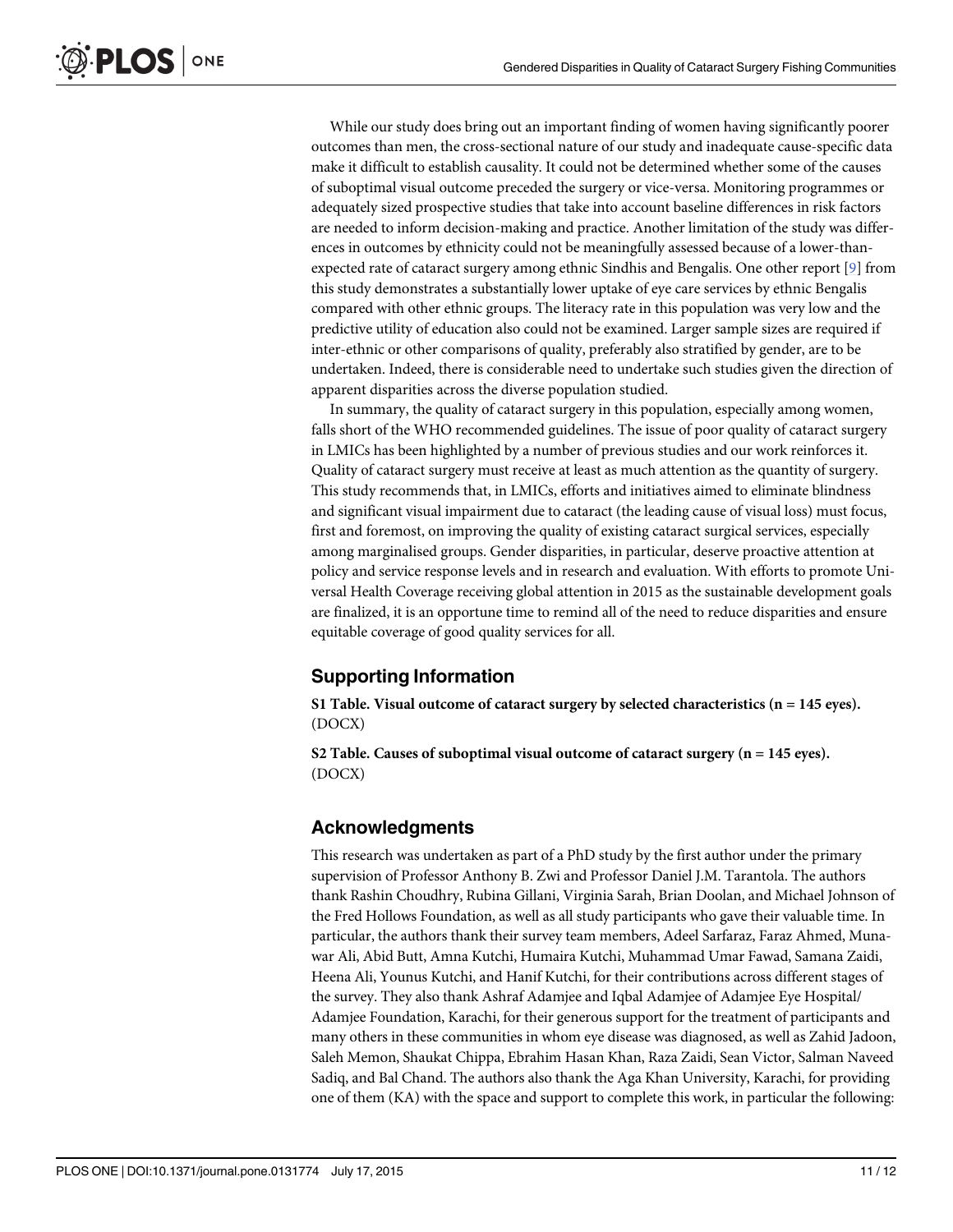While our study does bring out an important finding of women having significantly poorer outcomes than men, the cross-sectional nature of our study and inadequate cause-specific data make it difficult to establish causality. It could not be determined whether some of the causes of suboptimal visual outcome preceded the surgery or vice-versa. Monitoring programmes or adequately sized prospective studies that take into account baseline differences in risk factors are needed to inform decision-making and practice. Another limitation of the study was differences in outcomes by ethnicity could not be meaningfully assessed because of a lower-than-expected rate of cataract surgery among ethnic Sindhis and Bengalis. One other report [9] from this study demonstrates a substantially lower uptake of eye care services by ethnic Bengalis compared with other ethnic groups. The literacy rate in this population was very low and the predictive utility of education also could not be examined. Larger sample sizes are required if inter-ethnic or other comparisons of quality, preferably also stratified by gender, are to be undertaken. Indeed, there is considerable need to undertake such studies given the direction of apparent disparities across the diverse population studied.

In summary, the quality of cataract surgery in this population, especially among women, falls short of the WHO recommended guidelines. The issue of poor quality of cataract surgery in LMICs has been highlighted by a number of previous studies and our work reinforces it. Quality of cataract surgery must receive at least as much attention as the quantity of surgery. This study recommends that, in LMICs, efforts and initiatives aimed to eliminate blindness and significant visual impairment due to cataract (the leading cause of visual loss) must focus, first and foremost, on improving the quality of existing cataract surgical services, especially among marginalised groups. Gender disparities, in particular, deserve proactive attention at policy and service response levels and in research and evaluation. With efforts to promote Universal Health Coverage receiving global attention in 2015 as the sustainable development goals are finalized, it is an opportune time to remind all of the need to reduce disparities and ensure equitable coverage of good quality services for all.

## Supporting Information

**S1 Table. Visual outcome of cataract surgery by selected characteristics (n = 145 eyes).** (DOCX)

**S2 Table. Causes of suboptimal visual outcome of cataract surgery (n = 145 eyes).** (DOCX)

## Acknowledgments

This research was undertaken as part of a PhD study by the first author under the primary supervision of Professor Anthony B. Zwi and Professor Daniel J.M. Tarantola. The authors thank Rashin Choudhry, Rubina Gillani, Virginia Sarah, Brian Doolan, and Michael Johnson of the Fred Hollows Foundation, as well as all study participants who gave their valuable time. In particular, the authors thank their survey team members, Adeel Sarfaraz, Faraz Ahmed, Munawar Ali, Abid Butt, Amna Kutchi, Humaira Kutchi, Muhammad Umar Fawad, Samana Zaidi, Heena Ali, Younus Kutchi, and Hanif Kutchi, for their contributions across different stages of the survey. They also thank Ashraf Adamjee and Iqbal Adamjee of Adamjee Eye Hospital/Adamjee Foundation, Karachi, for their generous support for the treatment of participants and many others in these communities in whom eye disease was diagnosed, as well as Zahid Jadoon, Saleh Memon, Shaukat Chippa, Ebrahim Hasan Khan, Raza Zaidi, Sean Victor, Salman Naveed Sadiq, and Bal Chand. The authors also thank the Aga Khan University, Karachi, for providing one of them (KA) with the space and support to complete this work, in particular the following: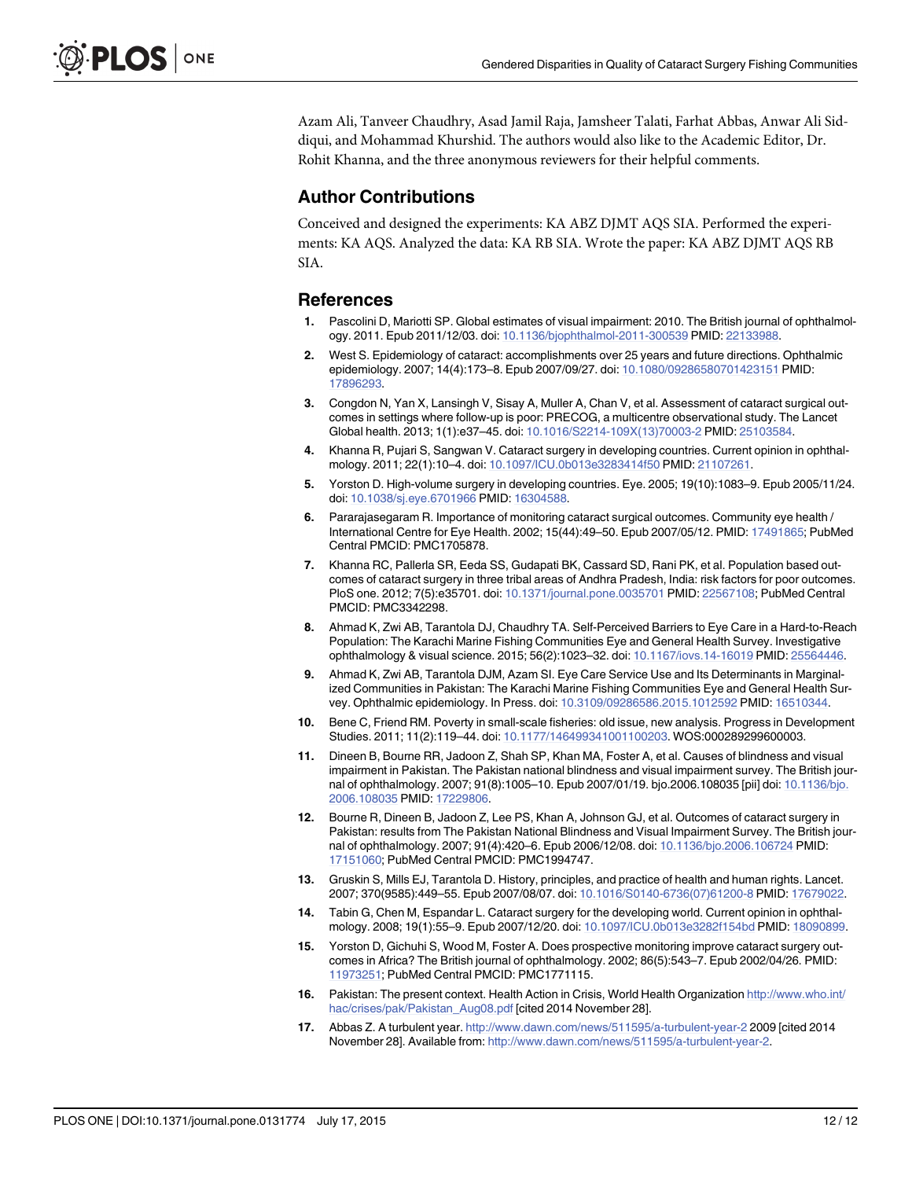Azam Ali, Tanveer Chaudhry, Asad Jamil Raja, Jamsheer Talati, Farhat Abbas, Anwar Ali Siddiqui, and Mohammad Khurshid. The authors would also like to the Academic Editor, Dr. Rohit Khanna, and the three anonymous reviewers for their helpful comments.

## Author Contributions

Conceived and designed the experiments: KA ABZ DJMT AQS SIA. Performed the experiments: KA AQS. Analyzed the data: KA RB SIA. Wrote the paper: KA ABZ DJMT AQS RB SIA.

## References

1. Pascolini D, Mariotti SP. Global estimates of visual impairment: 2010. The British journal of ophthalmology. 2011. Epub 2011/12/03. doi: 10.1136/bjophthalmol-2011-300539 PMID: 22133988.
2. West S. Epidemiology of cataract: accomplishments over 25 years and future directions. Ophthalmic epidemiology. 2007; 14(4):173–8. Epub 2007/09/27. doi: 10.1080/09286580701423151 PMID: 17896293.
3. Congdon N, Yan X, Lansingh V, Sisay A, Muller A, Chan V, et al. Assessment of cataract surgical outcomes in settings where follow-up is poor: PRECOG, a multicentre observational study. The Lancet Global health. 2013; 1(1):e37–45. doi: 10.1016/S2214-109X(13)70003-2 PMID: 25103584.
4. Khanna R, Pujari S, Sangwan V. Cataract surgery in developing countries. Current opinion in ophthalmology. 2011; 22(1):10–4. doi: 10.1097/ICU.0b013e3283414f50 PMID: 21107261.
5. Yorston D. High-volume surgery in developing countries. Eye. 2005; 19(10):1083–9. Epub 2005/11/24. doi: 10.1038/sj.eye.6701966 PMID: 16304588.
6. Pararajasegaram R. Importance of monitoring cataract surgical outcomes. Community eye health / International Centre for Eye Health. 2002; 15(44):49–50. Epub 2007/05/12. PMID: 17491865; PubMed Central PMCID: PMC1705878.
7. Khanna RC, Pallerla SR, Eeda SS, Gudapati BK, Cassard SD, Rani PK, et al. Population based outcomes of cataract surgery in three tribal areas of Andhra Pradesh, India: risk factors for poor outcomes. PloS one. 2012; 7(5):e35701. doi: 10.1371/journal.pone.0035701 PMID: 22567108; PubMed Central PMCID: PMC3342298.
8. Ahmad K, Zwi AB, Tarantola DJ, Chaudhry TA. Self-Perceived Barriers to Eye Care in a Hard-to-Reach Population: The Karachi Marine Fishing Communities Eye and General Health Survey. Investigative ophthalmology & visual science. 2015; 56(2):1023–32. doi: 10.1167/iovs.14-16019 PMID: 25564446.
9. Ahmad K, Zwi AB, Tarantola DJM, Azam SI. Eye Care Service Use and Its Determinants in Marginalized Communities in Pakistan: The Karachi Marine Fishing Communities Eye and General Health Survey. Ophthalmic epidemiology. In Press. doi: 10.3109/09286586.2015.1012592 PMID: 16510344.
10. Bene C, Friend RM. Poverty in small-scale fisheries: old issue, new analysis. Progress in Development Studies. 2011; 11(2):119–44. doi: 10.1177/146499341001100203. WOS:000289299600003.
11. Dineen B, Bourne RR, Jadoon Z, Shah SP, Khan MA, Foster A, et al. Causes of blindness and visual impairment in Pakistan. The Pakistan national blindness and visual impairment survey. The British journal of ophthalmology. 2007; 91(8):1005–10. Epub 2007/01/19. bjo.2006.108035 [pii] doi: 10.1136/bjo.2006.108035 PMID: 17229806.
12. Bourne R, Dineen B, Jadoon Z, Lee PS, Khan A, Johnson GJ, et al. Outcomes of cataract surgery in Pakistan: results from The Pakistan National Blindness and Visual Impairment Survey. The British journal of ophthalmology. 2007; 91(4):420–6. Epub 2006/12/08. doi: 10.1136/bjo.2006.106724 PMID: 17151060; PubMed Central PMCID: PMC1994747.
13. Gruskin S, Mills EJ, Tarantola D. History, principles, and practice of health and human rights. Lancet. 2007; 370(9585):449–55. Epub 2007/08/07. doi: 10.1016/S0140-6736(07)61200-8 PMID: 17679022.
14. Tabin G, Chen M, Espandar L. Cataract surgery for the developing world. Current opinion in ophthalmology. 2008; 19(1):55–9. Epub 2007/12/20. doi: 10.1097/ICU.0b013e3282f154bd PMID: 18090899.
15. Yorston D, Gichuhi S, Wood M, Foster A. Does prospective monitoring improve cataract surgery outcomes in Africa? The British journal of ophthalmology. 2002; 86(5):543–7. Epub 2002/04/26. PMID: 11973251; PubMed Central PMCID: PMC1771115.
16. Pakistan: The present context. Health Action in Crisis, World Health Organization http://www.who.int/hac/crises/pak/Pakistan_Aug08.pdf [cited 2014 November 28].
17. Abbas Z. A turbulent year. http://www.dawn.com/news/511595/a-turbulent-year-2 2009 [cited 2014 November 28]. Available from: http://www.dawn.com/news/511595/a-turbulent-year-2.